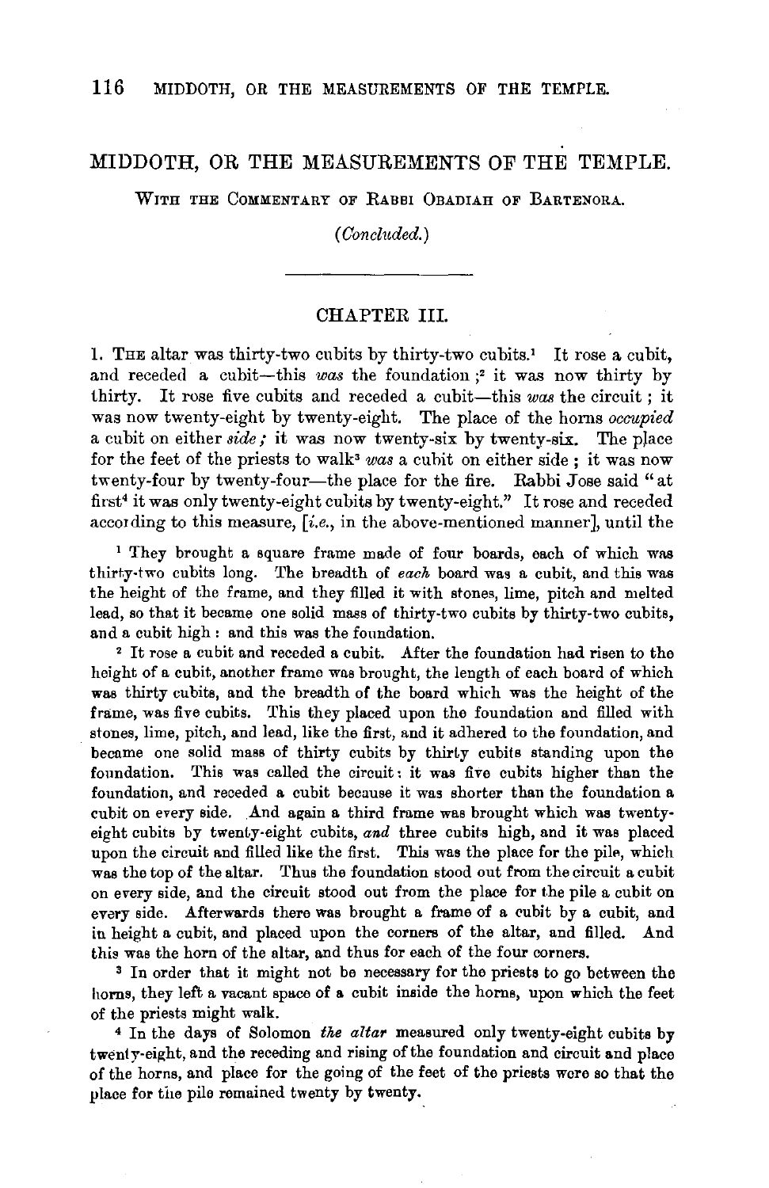# MIDDOTH, OR THE MEASUREMENTS OF THE TEMPLE.

WITH THE COMMENTARY OF RABBI OBADIAH OF BARTENORA.

*(Concluded.)*

---

## CHAPTER III.

1. THE altar was thirty-two cubits by thirty-two cubits.[1] It rose a cubit, and receded a cubit—this *was* the foundation;[2] it was now thirty by thirty. It rose five cubits and receded a cubit—this *was* the circuit; it was now twenty-eight by twenty-eight. The place of the horns *occupied* a cubit on either *side;* it was now twenty-six by twenty-six. The place for the feet of the priests to walk[3] *was* a cubit on either side; it was now twenty-four by twenty-four—the place for the fire. Rabbi Jose said "at first[4] it was only twenty-eight cubits by twenty-eight." It rose and receded according to this measure, [*i.e.*, in the above-mentioned manner], until the

---

[1] They brought a square frame made of four boards, each of which was thirty-two cubits long. The breadth of *each* board was a cubit, and this was the height of the frame, and they filled it with stones, lime, pitch and melted lead, so that it became one solid mass of thirty-two cubits by thirty-two cubits, and a cubit high: and this was the foundation.

[2] It rose a cubit and receded a cubit. After the foundation had risen to the height of a cubit, another frame was brought, the length of each board of which was thirty cubits, and the breadth of the board which was the height of the frame, was five cubits. This they placed upon the foundation and filled with stones, lime, pitch, and lead, like the first, and it adhered to the foundation, and became one solid mass of thirty cubits by thirty cubits standing upon the foundation. This was called the circuit: it was five cubits higher than the foundation, and receded a cubit because it was shorter than the foundation a cubit on every side. And again a third frame was brought which was twenty-eight cubits by twenty-eight cubits, *and* three cubits high, and it was placed upon the circuit and filled like the first. This was the place for the pile, which was the top of the altar. Thus the foundation stood out from the circuit a cubit on every side, and the circuit stood out from the place for the pile a cubit on every side. Afterwards there was brought a frame of a cubit by a cubit, and in height a cubit, and placed upon the corners of the altar, and filled. And this was the horn of the altar, and thus for each of the four corners.

[3] In order that it might not be necessary for the priests to go between the horns, they left a vacant space of a cubit inside the horns, upon which the feet of the priests might walk.

[4] In the days of Solomon *the altar* measured only twenty-eight cubits by twenty-eight, and the receding and rising of the foundation and circuit and place of the horns, and place for the going of the feet of the priests were so that the place for the pile remained twenty by twenty.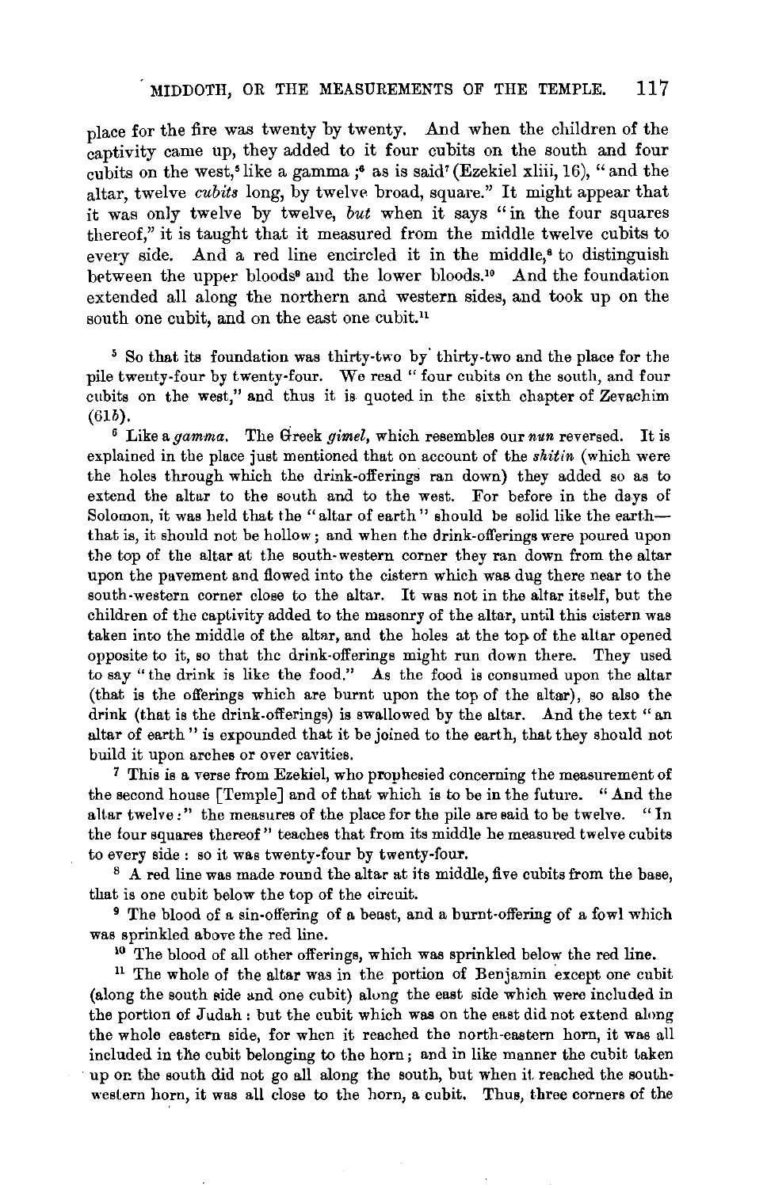place for the fire was twenty by twenty. And when the children of the captivity came up, they added to it four cubits on the south and four cubits on the west,[5] like a gamma ;[6] as is said[7] (Ezekiel xliii, 16), "and the altar, twelve *cubits* long, by twelve broad, square." It might appear that it was only twelve by twelve, *but* when it says "in the four squares thereof," it is taught that it measured from the middle twelve cubits to every side. And a red line encircled it in the middle,[8] to distinguish between the upper bloods[9] and the lower bloods.[10] And the foundation extended all along the northern and western sides, and took up on the south one cubit, and on the east one cubit.[11]

[5] So that its foundation was thirty-two by thirty-two and the place for the pile twenty-four by twenty-four. We read "four cubits on the south, and four cubits on the west," and thus it is quoted in the sixth chapter of Zevachim (61*b*).

[6] Like a *gamma*. The Greek *gimel*, which resembles our *nun* reversed. It is explained in the place just mentioned that on account of the *shitin* (which were the holes through which the drink-offerings ran down) they added so as to extend the altar to the south and to the west. For before in the days of Solomon, it was held that the "altar of earth" should be solid like the earth—that is, it should not be hollow; and when the drink-offerings were poured upon the top of the altar at the south-western corner they ran down from the altar upon the pavement and flowed into the cistern which was dug there near to the south-western corner close to the altar. It was not in the altar itself, but the children of the captivity added to the masonry of the altar, until this cistern was taken into the middle of the altar, and the holes at the top of the altar opened opposite to it, so that the drink-offerings might run down there. They used to say "the drink is like the food." As the food is consumed upon the altar (that is the offerings which are burnt upon the top of the altar), so also the drink (that is the drink-offerings) is swallowed by the altar. And the text "an altar of earth" is expounded that it be joined to the earth, that they should not build it upon arches or over cavities.

[7] This is a verse from Ezekiel, who prophesied concerning the measurement of the second house [Temple] and of that which is to be in the future. "And the altar twelve :" the measures of the place for the pile are said to be twelve. "In the four squares thereof" teaches that from its middle he measured twelve cubits to every side : so it was twenty-four by twenty-four.

[8] A red line was made round the altar at its middle, five cubits from the base, that is one cubit below the top of the circuit.

[9] The blood of a sin-offering of a beast, and a burnt-offering of a fowl which was sprinkled above the red line.

[10] The blood of all other offerings, which was sprinkled below the red line.

[11] The whole of the altar was in the portion of Benjamin except one cubit (along the south side and one cubit) along the east side which were included in the portion of Judah : but the cubit which was on the east did not extend along the whole eastern side, for when it reached the north-eastern horn, it was all included in the cubit belonging to the horn ; and in like manner the cubit taken up on the south did not go all along the south, but when it reached the south-western horn, it was all close to the horn, a cubit. Thus, three corners of the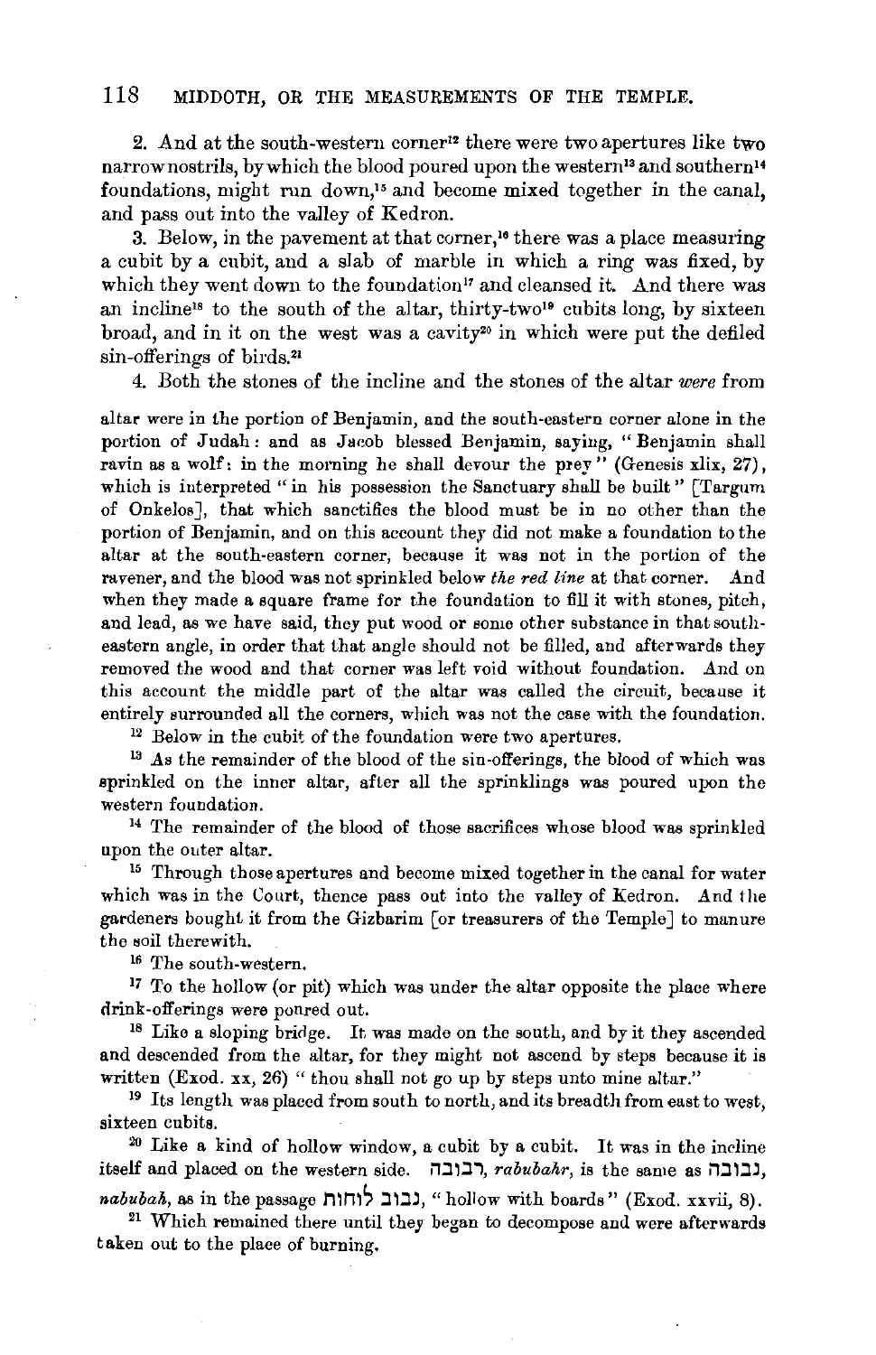2. And at the south-western corner[12] there were two apertures like two narrow nostrils, by which the blood poured upon the western[13] and southern[14] foundations, might run down,[15] and become mixed together in the canal, and pass out into the valley of Kedron.

3. Below, in the pavement at that corner,[16] there was a place measuring a cubit by a cubit, and a slab of marble in which a ring was fixed, by which they went down to the foundation[17] and cleansed it. And there was an incline[18] to the south of the altar, thirty-two[19] cubits long, by sixteen broad, and in it on the west was a cavity[20] in which were put the defiled sin-offerings of birds.[21]

4. Both the stones of the incline and the stones of the altar *were* from

altar were in the portion of Benjamin, and the south-eastern corner alone in the portion of Judah: and as Jacob blessed Benjamin, saying, "Benjamin shall ravin as a wolf: in the morning he shall devour the prey" (Genesis xlix, 27), which is interpreted "in his possession the Sanctuary shall be built" [Targum of Onkelos], that which sanctifies the blood must be in no other than the portion of Benjamin, and on this account they did not make a foundation to the altar at the south-eastern corner, because it was not in the portion of the ravener, and the blood was not sprinkled below *the red line* at that corner. And when they made a square frame for the foundation to fill it with stones, pitch, and lead, as we have said, they put wood or some other substance in that south-eastern angle, in order that that angle should not be filled, and afterwards they removed the wood and that corner was left void without foundation. And on this account the middle part of the altar was called the circuit, because it entirely surrounded all the corners, which was not the case with the foundation.

[12] Below in the cubit of the foundation were two apertures.

[13] As the remainder of the blood of the sin-offerings, the blood of which was sprinkled on the inner altar, after all the sprinklings was poured upon the western foundation.

[14] The remainder of the blood of those sacrifices whose blood was sprinkled upon the outer altar.

[15] Through those apertures and become mixed together in the canal for water which was in the Court, thence pass out into the valley of Kedron. And the gardeners bought it from the Gizbarim [or treasurers of the Temple] to manure the soil therewith.

[16] The south-western.

[17] To the hollow (or pit) which was under the altar opposite the place where drink-offerings were poured out.

[18] Like a sloping bridge. It was made on the south, and by it they ascended and descended from the altar, for they might not ascend by steps because it is written (Exod. xx, 26) "thou shall not go up by steps unto mine altar."

[19] Its length was placed from south to north, and its breadth from east to west, sixteen cubits.

[20] Like a kind of hollow window, a cubit by a cubit. It was in the incline itself and placed on the western side. רבובה, *rabubahr*, is the same as נבובה, *nabubah*, as in the passage נבוב לוחות, "hollow with boards" (Exod. xxvii, 8).

[21] Which remained there until they began to decompose and were afterwards taken out to the place of burning.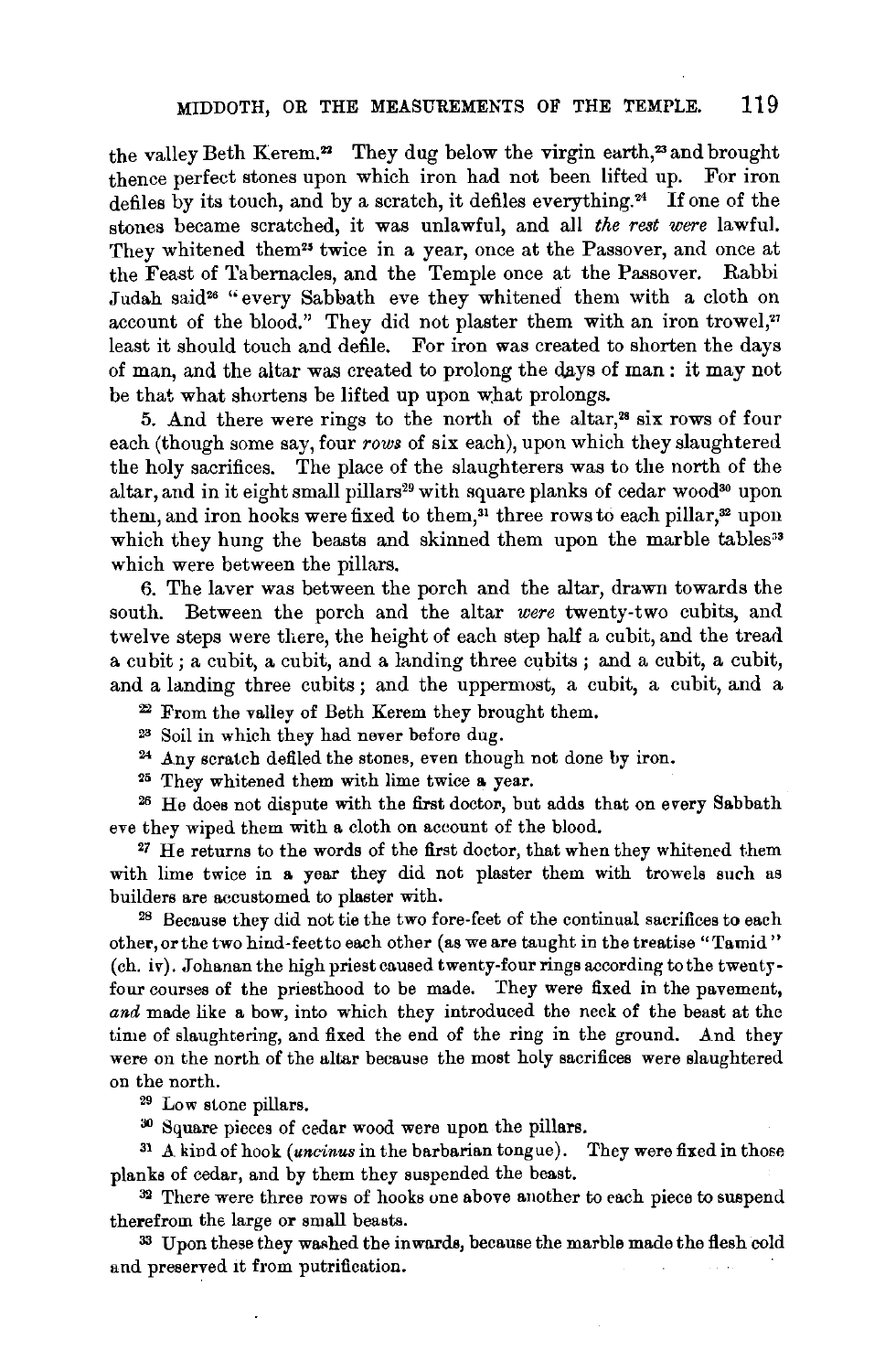the valley Beth Kerem.[22] They dug below the virgin earth,[23] and brought thence perfect stones upon which iron had not been lifted up. For iron defiles by its touch, and by a scratch, it defiles everything.[24] If one of the stones became scratched, it was unlawful, and all *the rest were* lawful. They whitened them[25] twice in a year, once at the Passover, and once at the Feast of Tabernacles, and the Temple once at the Passover. Rabbi Judah said[26] "every Sabbath eve they whitened them with a cloth on account of the blood." They did not plaster them with an iron trowel,[27] least it should touch and defile. For iron was created to shorten the days of man, and the altar was created to prolong the days of man: it may not be that what shortens be lifted up upon what prolongs.

5. And there were rings to the north of the altar,[28] six rows of four each (though some say, four *rows* of six each), upon which they slaughtered the holy sacrifices. The place of the slaughterers was to the north of the altar, and in it eight small pillars[29] with square planks of cedar wood[30] upon them, and iron hooks were fixed to them,[31] three rows to each pillar,[32] upon which they hung the beasts and skinned them upon the marble tables[33] which were between the pillars.

6. The laver was between the porch and the altar, drawn towards the south. Between the porch and the altar *were* twenty-two cubits, and twelve steps were there, the height of each step half a cubit, and the tread a cubit; a cubit, a cubit, and a landing three cubits; and a cubit, a cubit, and a landing three cubits; and the uppermost, a cubit, a cubit, and a

[22] From the valley of Beth Kerem they brought them.

[23] Soil in which they had never before dug.

[24] Any scratch defiled the stones, even though not done by iron.

[25] They whitened them with lime twice a year.

[26] He does not dispute with the first doctor, but adds that on every Sabbath eve they wiped them with a cloth on account of the blood.

[27] He returns to the words of the first doctor, that when they whitened them with lime twice in a year they did not plaster them with trowels such as builders are accustomed to plaster with.

[28] Because they did not tie the two fore-feet of the continual sacrifices to each other, or the two hind-feet to each other (as we are taught in the treatise "Tamid" (ch. iv). Johanan the high priest caused twenty-four rings according to the twenty-four courses of the priesthood to be made. They were fixed in the pavement, *and* made like a bow, into which they introduced the neck of the beast at the time of slaughtering, and fixed the end of the ring in the ground. And they were on the north of the altar because the most holy sacrifices were slaughtered on the north.

[29] Low stone pillars.

[30] Square pieces of cedar wood were upon the pillars.

[31] A kind of hook (*uncinus* in the barbarian tongue). They were fixed in those planks of cedar, and by them they suspended the beast.

[32] There were three rows of hooks one above another to each piece to suspend therefrom the large or small beasts.

[33] Upon these they washed the inwards, because the marble made the flesh cold and preserved it from putrification.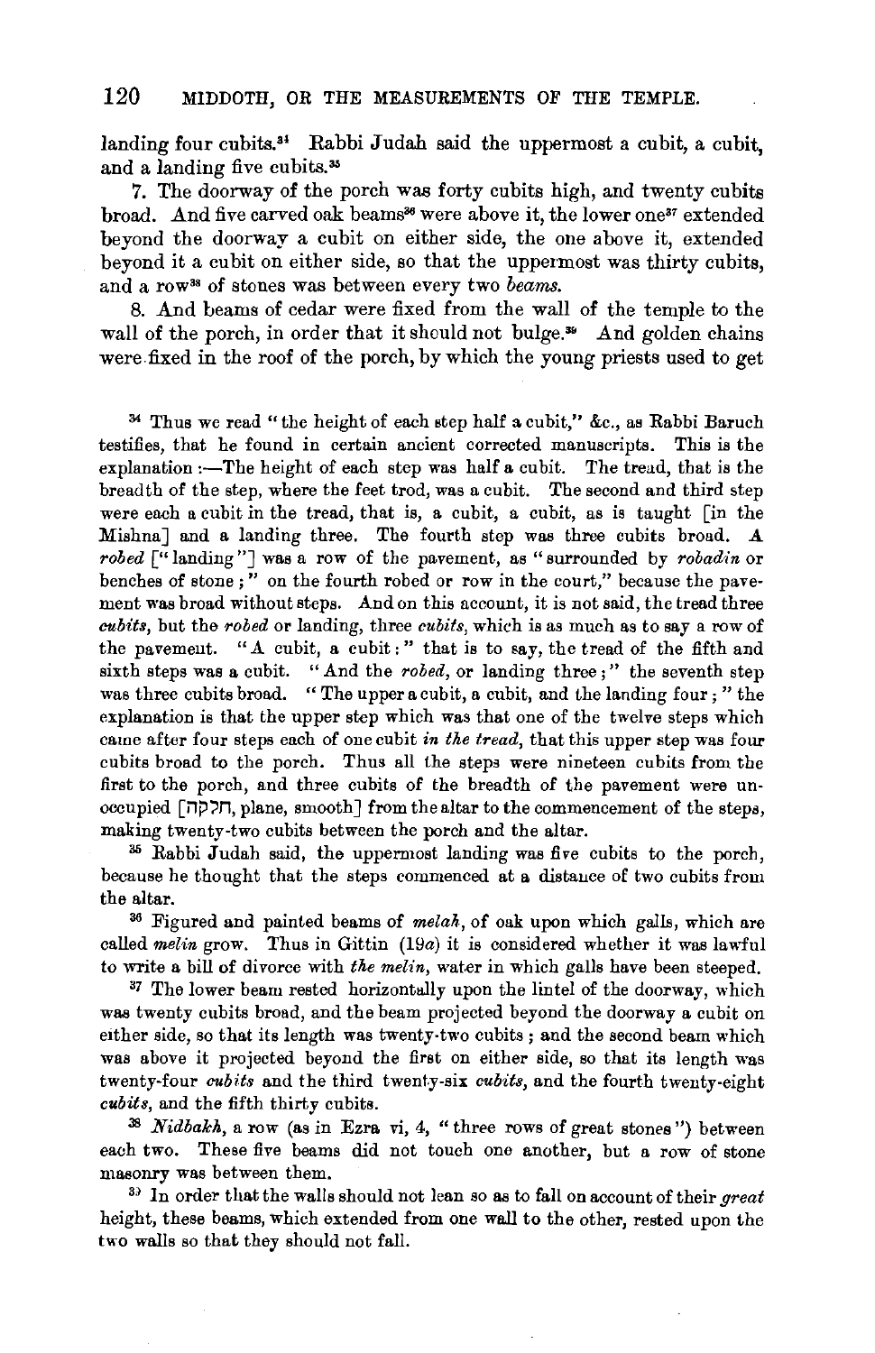landing four cubits.[34] Rabbi Judah said the uppermost a cubit, a cubit, and a landing five cubits.[35]

7. The doorway of the porch was forty cubits high, and twenty cubits broad. And five carved oak beams[36] were above it, the lower one[37] extended beyond the doorway a cubit on either side, the one above it, extended beyond it a cubit on either side, so that the uppermost was thirty cubits, and a row[38] of stones was between every two *beams*.

8. And beams of cedar were fixed from the wall of the temple to the wall of the porch, in order that it should not bulge.[39] And golden chains were fixed in the roof of the porch, by which the young priests used to get

---

[34] Thus we read "the height of each step half a cubit," &c., as Rabbi Baruch testifies, that he found in certain ancient corrected manuscripts. This is the explanation :—The height of each step was half a cubit. The tread, that is the breadth of the step, where the feet trod, was a cubit. The second and third step were each a cubit in the tread, that is, a cubit, a cubit, as is taught [in the Mishna] and a landing three. The fourth step was three cubits broad. A *robed* ["landing"] was a row of the pavement, as "surrounded by *robadin* or benches of stone ;" on the fourth robed or row in the court," because the pavement was broad without steps. And on this account, it is not said, the tread three *cubits*, but the *robed* or landing, three *cubits*, which is as much as to say a row of the pavement. "A cubit, a cubit :" that is to say, the tread of the fifth and sixth steps was a cubit. "And the *robed*, or landing three ;" the seventh step was three cubits broad. "The upper a cubit, a cubit, and the landing four ;" the explanation is that the upper step which was that one of the twelve steps which came after four steps each of one cubit *in the tread*, that this upper step was four cubits broad to the porch. Thus all the steps were nineteen cubits from the first to the porch, and three cubits of the breadth of the pavement were unoccupied [חלקה, plane, smooth] from the altar to the commencement of the steps, making twenty-two cubits between the porch and the altar.

[35] Rabbi Judah said, the uppermost landing was five cubits to the porch, because he thought that the steps commenced at a distance of two cubits from the altar.

[36] Figured and painted beams of *melah*, of oak upon which galls, which are called *melin* grow. Thus in Gittin (19*a*) it is considered whether it was lawful to write a bill of divorce with *the melin*, water in which galls have been steeped.

[37] The lower beam rested horizontally upon the lintel of the doorway, which was twenty cubits broad, and the beam projected beyond the doorway a cubit on either side, so that its length was twenty-two cubits ; and the second beam which was above it projected beyond the first on either side, so that its length was twenty-four *cubits* and the third twenty-six *cubits*, and the fourth twenty-eight *cubits*, and the fifth thirty cubits.

[38] *Nidbakh*, a row (as in Ezra vi, 4, "three rows of great stones") between each two. These five beams did not touch one another, but a row of stone masonry was between them.

[39] In order that the walls should not lean so as to fall on account of their *great* height, these beams, which extended from one wall to the other, rested upon the two walls so that they should not fall.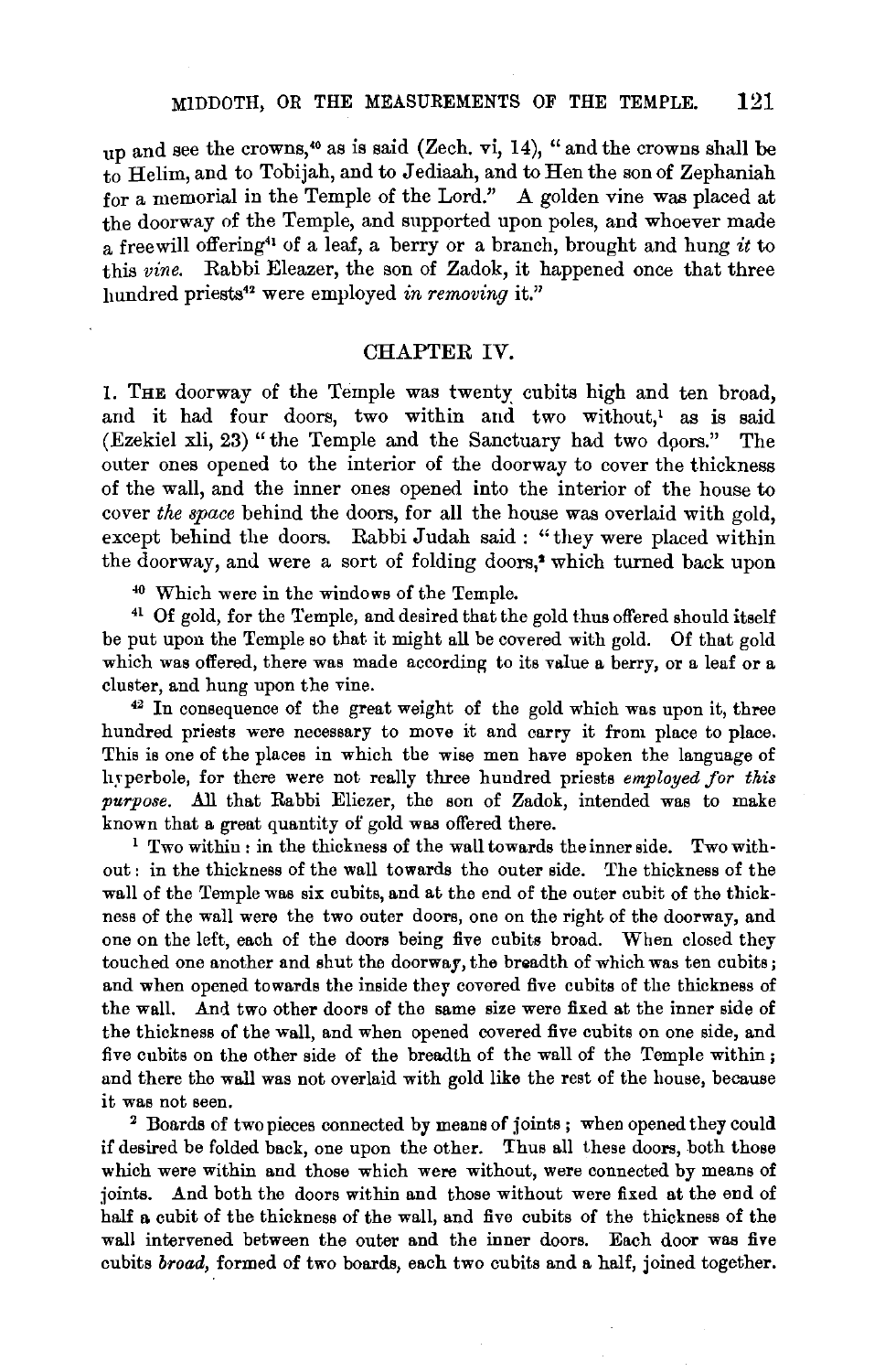up and see the crowns,[40] as is said (Zech. vi, 14), "and the crowns shall be to Helim, and to Tobijah, and to Jediaah, and to Hen the son of Zephaniah for a memorial in the Temple of the Lord." A golden vine was placed at the doorway of the Temple, and supported upon poles, and whoever made a freewill offering[41] of a leaf, a berry or a branch, brought and hung *it* to this *vine*. Rabbi Eleazer, the son of Zadok, it happened once that three hundred priests[42] were employed *in removing* it."

## CHAPTER IV.

1. THE doorway of the Temple was twenty cubits high and ten broad, and it had four doors, two within and two without,[1] as is said (Ezekiel xli, 23) "the Temple and the Sanctuary had two doors." The outer ones opened to the interior of the doorway to cover the thickness of the wall, and the inner ones opened into the interior of the house to cover *the space* behind the doors, for all the house was overlaid with gold, except behind the doors. Rabbi Judah said: "they were placed within the doorway, and were a sort of folding doors,[2] which turned back upon

[40] Which were in the windows of the Temple.

[41] Of gold, for the Temple, and desired that the gold thus offered should itself be put upon the Temple so that it might all be covered with gold. Of that gold which was offered, there was made according to its value a berry, or a leaf or a cluster, and hung upon the vine.

[42] In consequence of the great weight of the gold which was upon it, three hundred priests were necessary to move it and carry it from place to place. This is one of the places in which the wise men have spoken the language of hyperbole, for there were not really three hundred priests *employed for this purpose*. All that Rabbi Eliezer, the son of Zadok, intended was to make known that a great quantity of gold was offered there.

[1] Two within: in the thickness of the wall towards the inner side. Two without: in the thickness of the wall towards the outer side. The thickness of the wall of the Temple was six cubits, and at the end of the outer cubit of the thickness of the wall were the two outer doors, one on the right of the doorway, and one on the left, each of the doors being five cubits broad. When closed they touched one another and shut the doorway, the breadth of which was ten cubits; and when opened towards the inside they covered five cubits of the thickness of the wall. And two other doors of the same size were fixed at the inner side of the thickness of the wall, and when opened covered five cubits on one side, and five cubits on the other side of the breadth of the wall of the Temple within; and there the wall was not overlaid with gold like the rest of the house, because it was not seen.

[2] Boards of two pieces connected by means of joints; when opened they could if desired be folded back, one upon the other. Thus all these doors, both those which were within and those which were without, were connected by means of joints. And both the doors within and those without were fixed at the end of half a cubit of the thickness of the wall, and five cubits of the thickness of the wall intervened between the outer and the inner doors. Each door was five cubits *broad*, formed of two boards, each two cubits and a half, joined together.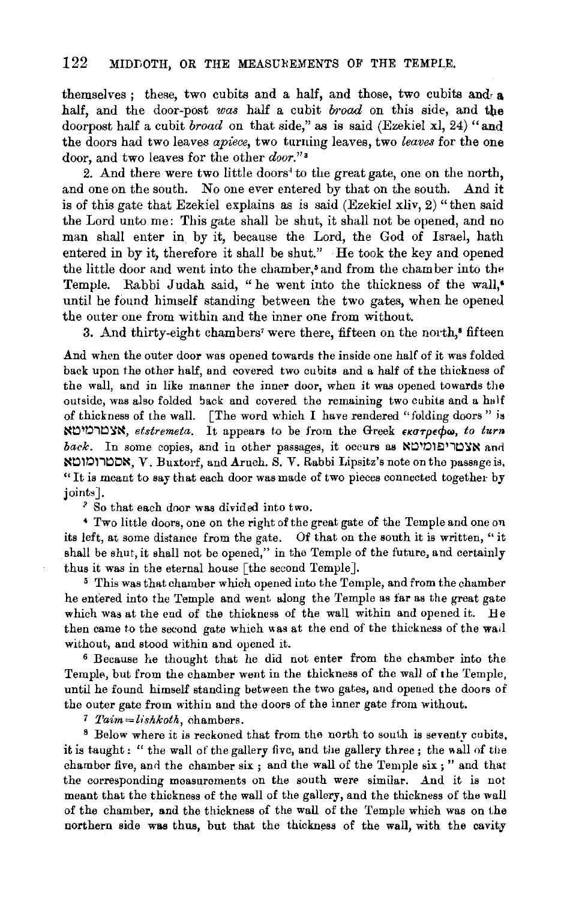themselves; these, two cubits and a half, and those, two cubits and a half, and the door-post *was* half a cubit *broad* on this side, and the doorpost half a cubit *broad* on that side," as is said (Ezekiel xl, 24) "and the doors had two leaves *apiece*, two turning leaves, two *leaves* for the one door, and two leaves for the other *door*."[3]

2. And there were two little doors[4] to the great gate, one on the north, and one on the south. No one ever entered by that on the south. And it is of this gate that Ezekiel explains as is said (Ezekiel xliv, 2) "then said the Lord unto me: This gate shall be shut, it shall not be opened, and no man shall enter in by it, because the Lord, the God of Israel, hath entered in by it, therefore it shall be shut." He took the key and opened the little door and went into the chamber,[5] and from the chamber into the Temple. Rabbi Judah said, "he went into the thickness of the wall,[6] until he found himself standing between the two gates, when he opened the outer one from within and the inner one from without.

3. And thirty-eight chambers[7] were there, fifteen on the north,[8] fifteen

And when the outer door was opened towards the inside one half of it was folded back upon the other half, and covered two cubits and a half of the thickness of the wall, and in like manner the inner door, when it was opened towards the outside, was also folded back and covered the remaining two cubits and a half of thickness of the wall. [The word which I have rendered "folding doors" is אצטרמיטא, *etstremeta*. It appears to be from the Greek *εκστρεφω*, *to turn back*. In some copies, and in other passages, it occurs as אצטריפומיטא and אסטרומוטא, V. Buxtorf, and Aruch. S. V. Rabbi Lipsitz's note on the passage is, "It is meant to say that each door was made of two pieces connected together by joints].

[3] So that each door was divided into two.

[4] Two little doors, one on the right of the great gate of the Temple and one on its left, at some distance from the gate. Of that on the south it is written, "it shall be shut, it shall not be opened," in the Temple of the future, and certainly thus it was in the eternal house [the second Temple].

[5] This was that chamber which opened into the Temple, and from the chamber he entered into the Temple and went along the Temple as far as the great gate which was at the end of the thickness of the wall within and opened it. He then came to the second gate which was at the end of the thickness of the wall without, and stood within and opened it.

[6] Because he thought that he did not enter from the chamber into the Temple, but from the chamber went in the thickness of the wall of the Temple, until he found himself standing between the two gates, and opened the doors of the outer gate from within and the doors of the inner gate from without.

[7] *Taim* = *lishkoth*, chambers.

[8] Below where it is reckoned that from the north to south is seventy cubits, it is taught: "the wall of the gallery five, and the gallery three; the wall of the chamber five, and the chamber six; and the wall of the Temple six;" and that the corresponding measurements on the south were similar. And it is not meant that the thickness of the wall of the gallery, and the thickness of the wall of the chamber, and the thickness of the wall of the Temple which was on the northern side was thus, but that the thickness of the wall, with the cavity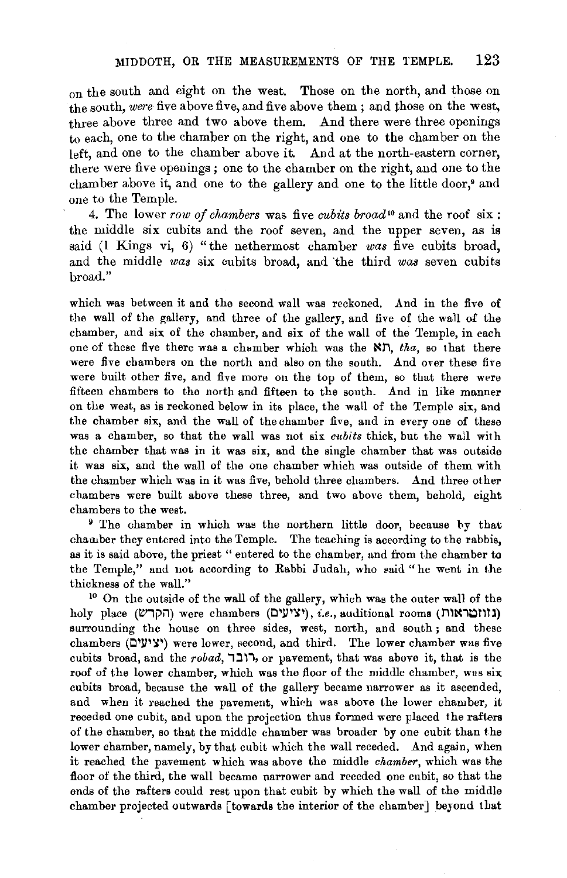on the south and eight on the west. Those on the north, and those on the south, *were* five above five, and five above them ; and those on the west, three above three and two above them. And there were three openings to each, one to the chamber on the right, and one to the chamber on the left, and one to the chamber above it. And at the north-eastern corner, there were five openings ; one to the chamber on the right, and one to the chamber above it, and one to the gallery and one to the little door,[9] and one to the Temple.

4. The lower *row of chambers* was five *cubits broad*[10] and the roof six : the middle six cubits and the roof seven, and the upper seven, as is said (1 Kings vi, 6) "the nethermost chamber *was* five cubits broad, and the middle *was* six cubits broad, and the third *was* seven cubits broad."

which was between it and the second wall was reckoned. And in the five of the wall of the gallery, and three of the gallery, and five of the wall of the chamber, and six of the chamber, and six of the wall of the Temple, in each one of these five there was a chamber which was the תא, *tha*, so that there were five chambers on the north and also on the south. And over these five were built other five, and five more on the top of them, so that there were fifteen chambers to the north and fifteen to the south. And in like manner on the west, as is reckoned below in its place, the wall of the Temple six, and the chamber six, and the wall of the chamber five, and in every one of these was a chamber, so that the wall was not six *cubits* thick, but the wall with the chamber that was in it was six, and the single chamber that was outside it was six, and the wall of the one chamber which was outside of them with the chamber which was in it was five, behold three chambers. And three other chambers were built above these three, and two above them, behold, eight chambers to the west.

[9] The chamber in which was the northern little door, because by that chamber they entered into the Temple. The teaching is according to the rabbis, as it is said above, the priest "entered to the chamber, and from the chamber to the Temple," and not according to Rabbi Judah, who said "he went in the thickness of the wall."

[10] On the outside of the wall of the gallery, which was the outer wall of the holy place (הקדש) were chambers (יציעים), *i.e.*, additional rooms (גזוזטראות) surrounding the house on three sides, west, north, and south ; and these chambers (יציעים) were lower, second, and third. The lower chamber was five cubits broad, and the *robad*, רובד, or pavement, that was above it, that is the roof of the lower chamber, which was the floor of the middle chamber, was six cubits broad, because the wall of the gallery became narrower as it ascended, and when it reached the pavement, which was above the lower chamber, it receded one cubit, and upon the projection thus formed were placed the rafters of the chamber, so that the middle chamber was broader by one cubit than the lower chamber, namely, by that cubit which the wall receded. And again, when it reached the pavement which was above the middle *chamber*, which was the floor of the third, the wall became narrower and receded one cubit, so that the ends of the rafters could rest upon that cubit by which the wall of the middle chamber projected outwards [towards the interior of the chamber] beyond that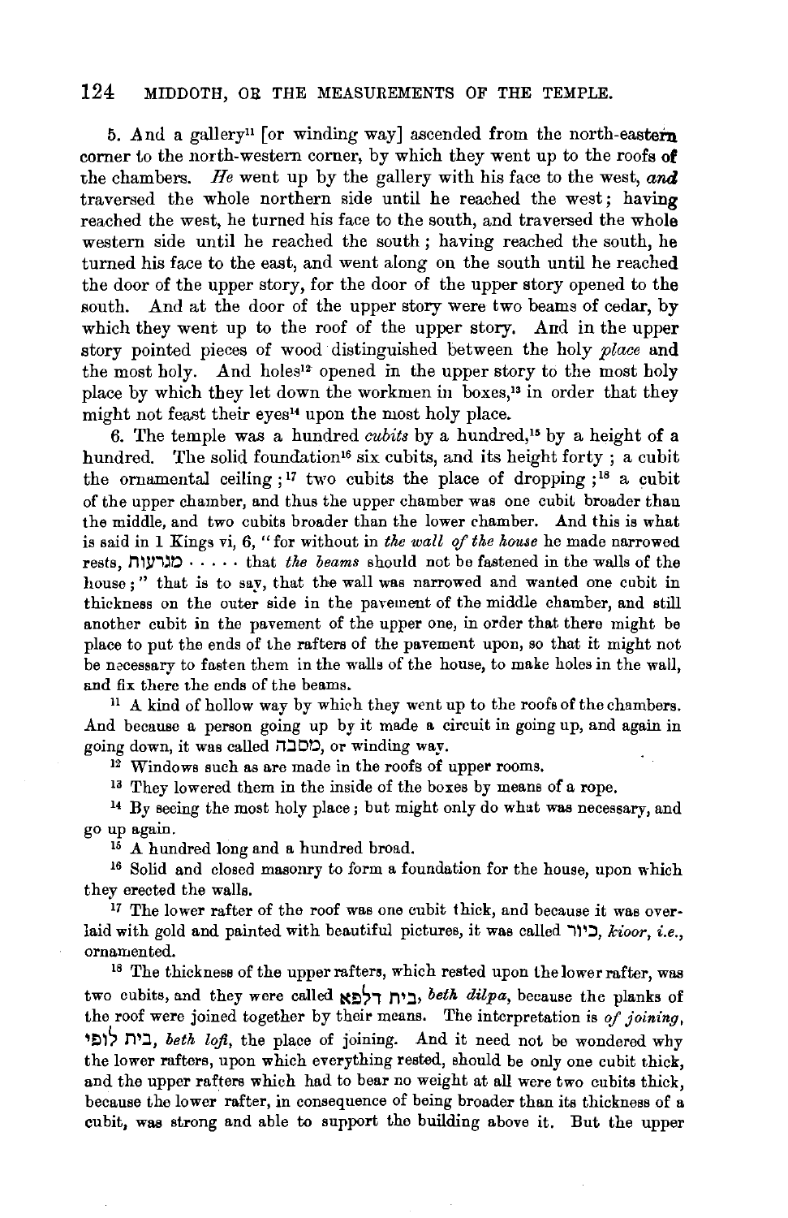5. And a gallery[11] [or winding way] ascended from the north-eastern corner to the north-western corner, by which they went up to the roofs of the chambers. *He* went up by the gallery with his face to the west, *and* traversed the whole northern side until he reached the west; having reached the west, he turned his face to the south, and traversed the whole western side until he reached the south; having reached the south, he turned his face to the east, and went along on the south until he reached the door of the upper story, for the door of the upper story opened to the south. And at the door of the upper story were two beams of cedar, by which they went up to the roof of the upper story. And in the upper story pointed pieces of wood distinguished between the holy *place* and the most holy. And holes[12] opened in the upper story to the most holy place by which they let down the workmen in boxes,[13] in order that they might not feast their eyes[14] upon the most holy place.

6. The temple was a hundred *cubits* by a hundred,[15] by a height of a hundred. The solid foundation[16] six cubits, and its height forty; a cubit the ornamental ceiling;[17] two cubits the place of dropping;[18] a cubit of the upper chamber, and thus the upper chamber was one cubit broader than the middle, and two cubits broader than the lower chamber. And this is what is said in 1 Kings vi, 6, "for without in *the wall of the house* he made narrowed rests, מגרעות . . . . . that *the beams* should not be fastened in the walls of the house;" that is to say, that the wall was narrowed and wanted one cubit in thickness on the outer side in the pavement of the middle chamber, and still another cubit in the pavement of the upper one, in order that there might be place to put the ends of the rafters of the pavement upon, so that it might not be necessary to fasten them in the walls of the house, to make holes in the wall, and fix there the ends of the beams.

[11] A kind of hollow way by which they went up to the roofs of the chambers. And because a person going up by it made a circuit in going up, and again in going down, it was called מסבה, or winding way.

[12] Windows such as are made in the roofs of upper rooms.

[13] They lowered them in the inside of the boxes by means of a rope.

[14] By seeing the most holy place; but might only do what was necessary, and go up again.

[15] A hundred long and a hundred broad.

[16] Solid and closed masonry to form a foundation for the house, upon which they erected the walls.

[17] The lower rafter of the roof was one cubit thick, and because it was overlaid with gold and painted with beautiful pictures, it was called כיור, *kioor, i.e.*, ornamented.

[18] The thickness of the upper rafters, which rested upon the lower rafter, was two cubits, and they were called בית דלפא, *beth dilpa*, because the planks of the roof were joined together by their means. The interpretation is *of joining*, בית לופי, *beth lofi*, the place of joining. And it need not be wondered why the lower rafters, upon which everything rested, should be only one cubit thick, and the upper rafters which had to bear no weight at all were two cubits thick, because the lower rafter, in consequence of being broader than its thickness of a cubit, was strong and able to support the building above it. But the upper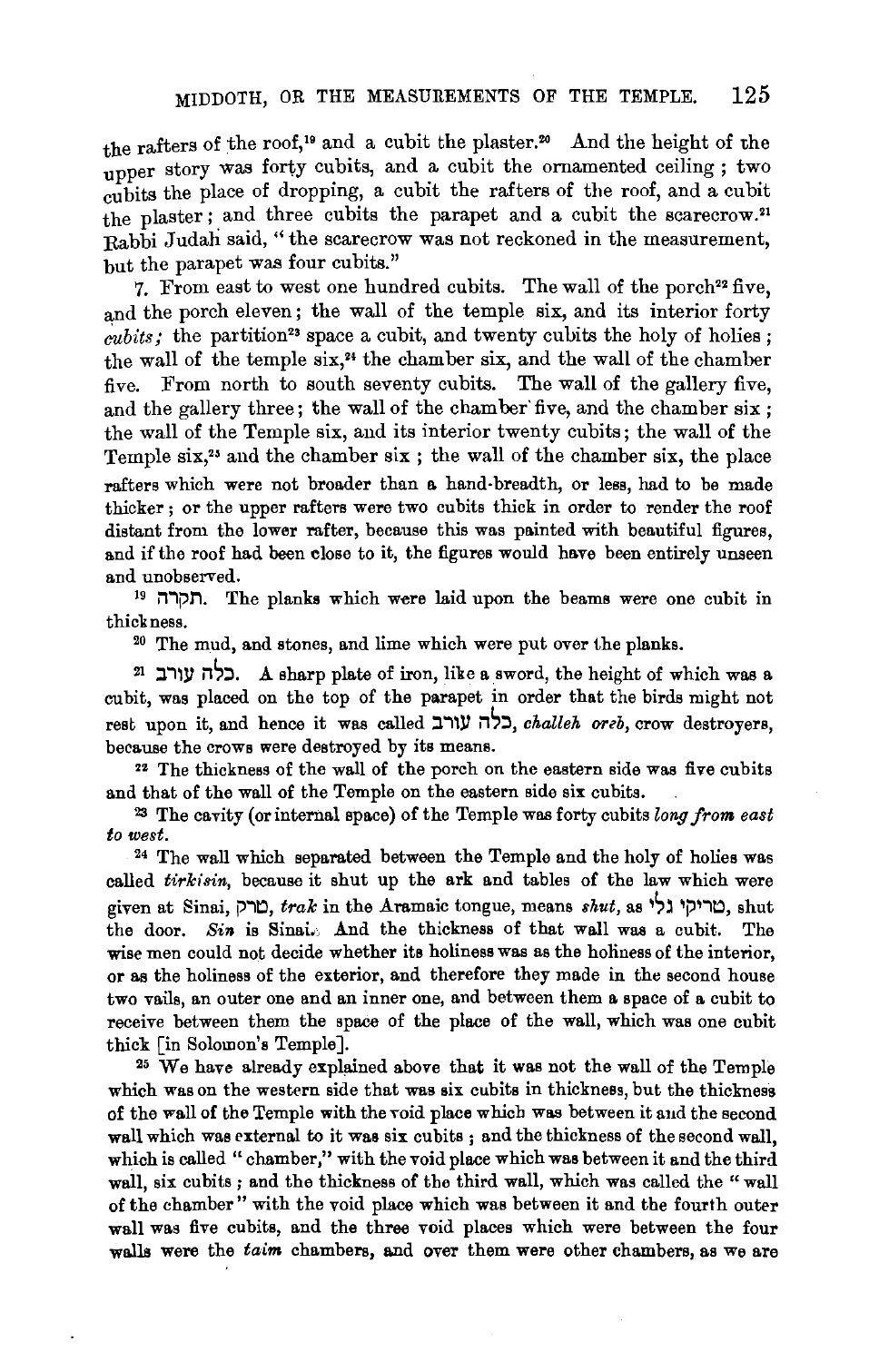the rafters of the roof,[19] and a cubit the plaster.[20] And the height of the upper story was forty cubits, and a cubit the ornamented ceiling; two cubits the place of dropping, a cubit the rafters of the roof, and a cubit the plaster; and three cubits the parapet and a cubit the scarecrow.[21] Rabbi Judah said, "the scarecrow was not reckoned in the measurement, but the parapet was four cubits."

7. From east to west one hundred cubits. The wall of the porch[22] five, and the porch eleven; the wall of the temple six, and its interior forty *cubits;* the partition[23] space a cubit, and twenty cubits the holy of holies; the wall of the temple six,[24] the chamber six, and the wall of the chamber five. From north to south seventy cubits. The wall of the gallery five, and the gallery three; the wall of the chamber five, and the chamber six; the wall of the Temple six, and its interior twenty cubits; the wall of the Temple six,[25] and the chamber six; the wall of the chamber six, the place

rafters which were not broader than a hand-breadth, or less, had to be made thicker; or the upper rafters were two cubits thick in order to render the roof distant from the lower rafter, because this was painted with beautiful figures, and if the roof had been close to it, the figures would have been entirely unseen and unobserved.

[19] תקרה. The planks which were laid upon the beams were one cubit in thickness.

[20] The mud, and stones, and lime which were put over the planks.

[21] כלה עורב. A sharp plate of iron, like a sword, the height of which was a cubit, was placed on the top of the parapet in order that the birds might not rest upon it, and hence it was called כלה עורב, *challeh oreb,* crow destroyers, because the crows were destroyed by its means.

[22] The thickness of the wall of the porch on the eastern side was five cubits and that of the wall of the Temple on the eastern side six cubits.

[23] The cavity (or internal space) of the Temple was forty cubits *long from east to west.*

[24] The wall which separated between the Temple and the holy of holies was called *tirkisin,* because it shut up the ark and tables of the law which were given at Sinai, טרק, *trak* in the Aramaic tongue, means *shut,* as טריקי גלי, shut the door. *Sin* is Sinai. And the thickness of that wall was a cubit. The wise men could not decide whether its holiness was as the holiness of the interior, or as the holiness of the exterior, and therefore they made in the second house two vails, an outer one and an inner one, and between them a space of a cubit to receive between them the space of the place of the wall, which was one cubit thick [in Solomon's Temple].

[25] We have already explained above that it was not the wall of the Temple which was on the western side that was six cubits in thickness, but the thickness of the wall of the Temple with the void place which was between it and the second wall which was external to it was six cubits; and the thickness of the second wall, which is called "chamber," with the void place which was between it and the third wall, six cubits; and the thickness of the third wall, which was called the "wall of the chamber" with the void place which was between it and the fourth outer wall was five cubits, and the three void places which were between the four walls were the *taim* chambers, and over them were other chambers, as we are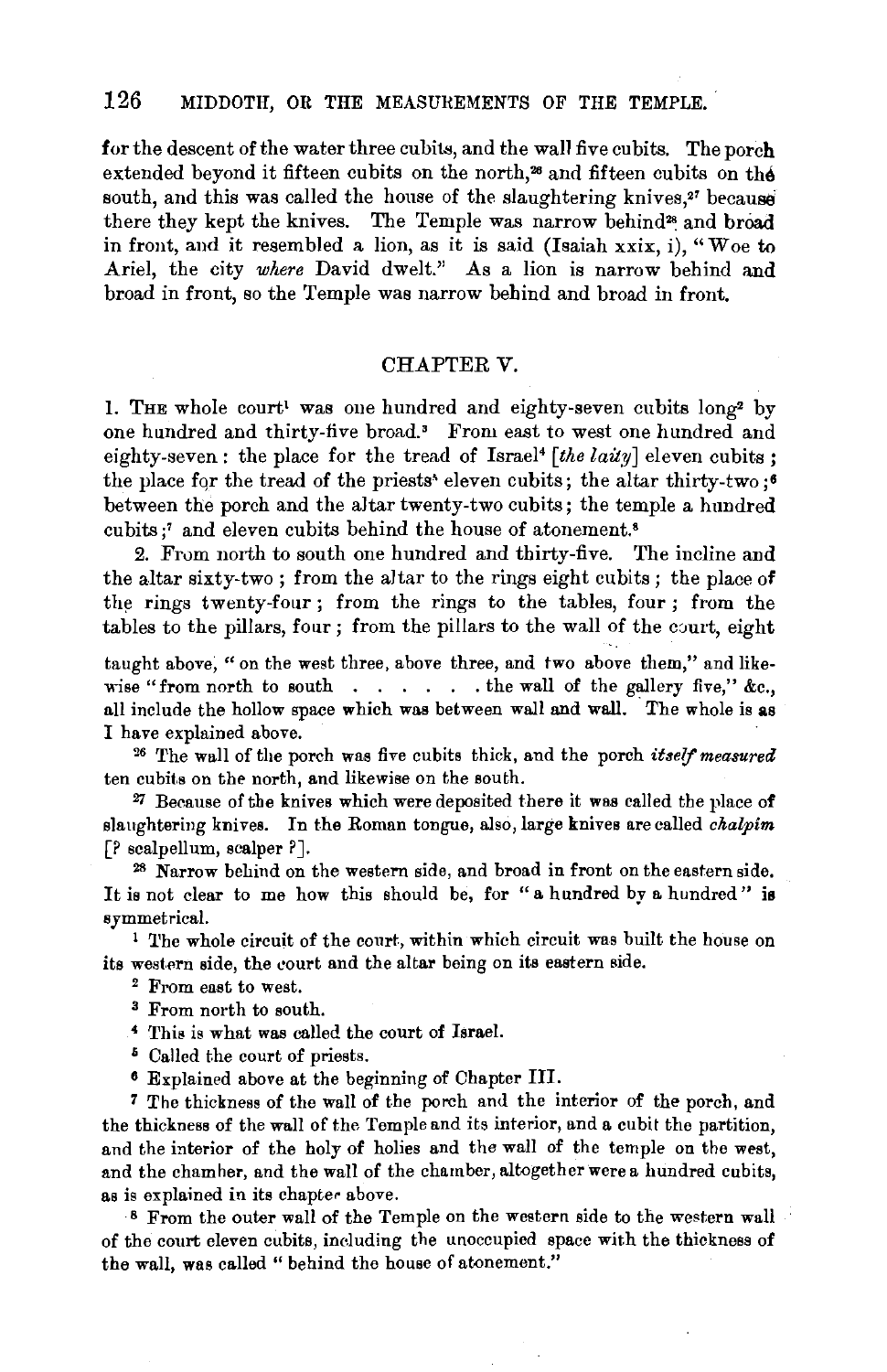for the descent of the water three cubits, and the wall five cubits. The porch extended beyond it fifteen cubits on the north,[26] and fifteen cubits on the south, and this was called the house of the slaughtering knives,[27] because there they kept the knives. The Temple was narrow behind[28] and broad in front, and it resembled a lion, as it is said (Isaiah xxix, i), "Woe to Ariel, the city *where* David dwelt." As a lion is narrow behind and broad in front, so the Temple was narrow behind and broad in front.

## CHAPTER V.

1. The whole court[1] was one hundred and eighty-seven cubits long[2] by one hundred and thirty-five broad.[3] From east to west one hundred and eighty-seven: the place for the tread of Israel[4] [*the laity*] eleven cubits; the place for the tread of the priests[5] eleven cubits; the altar thirty-two;[6] between the porch and the altar twenty-two cubits; the temple a hundred cubits;[7] and eleven cubits behind the house of atonement.[8]

2. From north to south one hundred and thirty-five. The incline and the altar sixty-two; from the altar to the rings eight cubits; the place of the rings twenty-four; from the rings to the tables, four; from the tables to the pillars, four; from the pillars to the wall of the court, eight

taught above, "on the west three, above three, and two above them," and likewise "from north to south . . . . . . the wall of the gallery five," &c., all include the hollow space which was between wall and wall. The whole is as I have explained above.

[26] The wall of the porch was five cubits thick, and the porch *itself measured* ten cubits on the north, and likewise on the south.

[27] Because of the knives which were deposited there it was called the place of slaughtering knives. In the Roman tongue, also, large knives are called *chalpim* [? scalpellum, scalper ?].

[28] Narrow behind on the western side, and broad in front on the eastern side. It is not clear to me how this should be, for "a hundred by a hundred" is symmetrical.

[1] The whole circuit of the court, within which circuit was built the house on its western side, the court and the altar being on its eastern side.

[2] From east to west.

[3] From north to south.

[4] This is what was called the court of Israel.

[5] Called the court of priests.

[6] Explained above at the beginning of Chapter III.

[7] The thickness of the wall of the porch and the interior of the porch, and the thickness of the wall of the Temple and its interior, and a cubit the partition, and the interior of the holy of holies and the wall of the temple on the west, and the chamber, and the wall of the chamber, altogether were a hundred cubits, as is explained in its chapter above.

[8] From the outer wall of the Temple on the western side to the western wall of the court eleven cubits, including the unoccupied space with the thickness of the wall, was called "behind the house of atonement."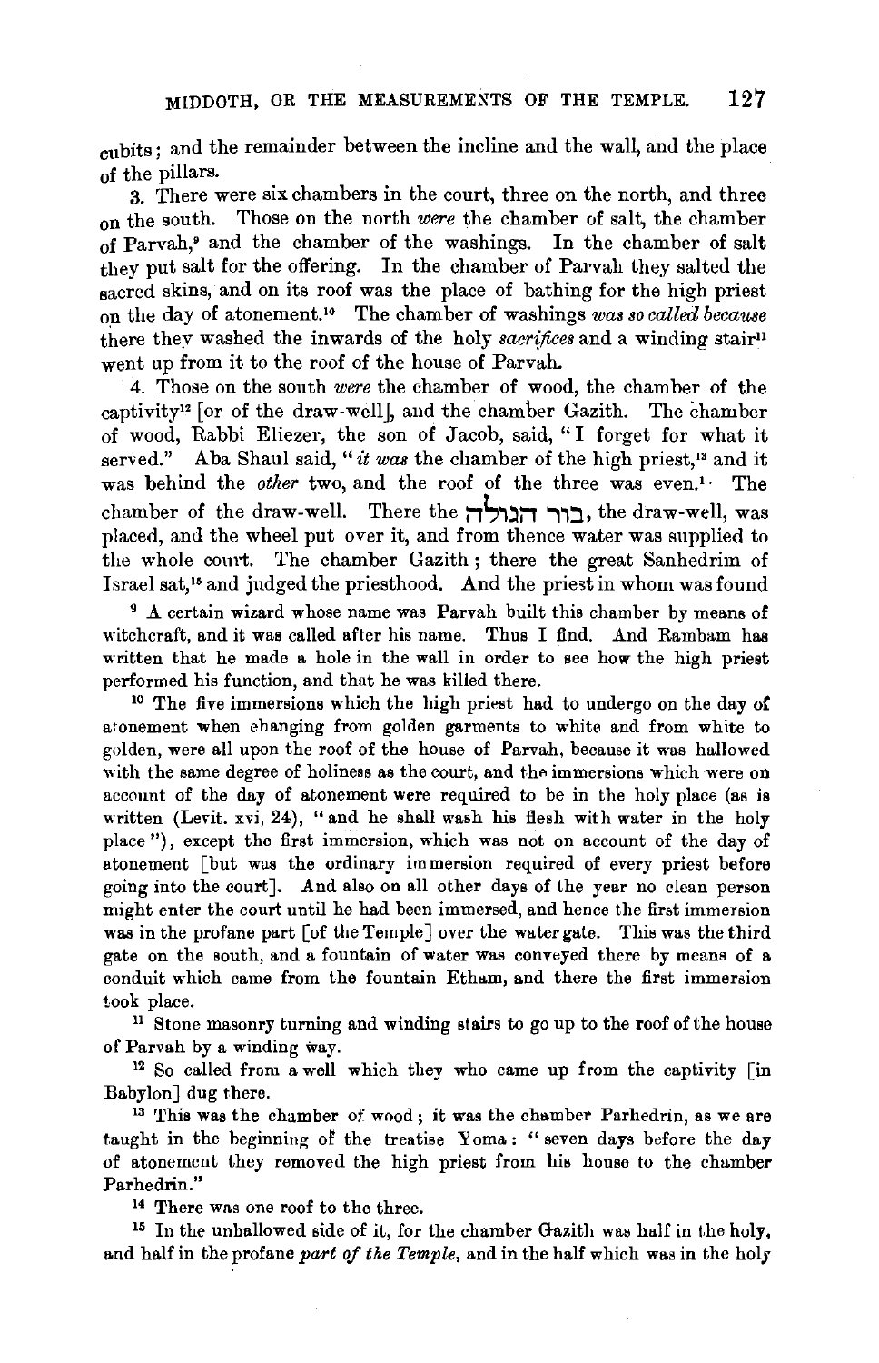cubits; and the remainder between the incline and the wall, and the place of the pillars.

3. There were six chambers in the court, three on the north, and three on the south. Those on the north *were* the chamber of salt, the chamber of Parvah,[9] and the chamber of the washings. In the chamber of salt they put salt for the offering. In the chamber of Parvah they salted the sacred skins, and on its roof was the place of bathing for the high priest on the day of atonement.[10] The chamber of washings *was so called because* there they washed the inwards of the holy *sacrifices* and a winding stair[11] went up from it to the roof of the house of Parvah.

4. Those on the south *were* the chamber of wood, the chamber of the captivity[12] [or of the draw-well], and the chamber Gazith. The chamber of wood, Rabbi Eliezer, the son of Jacob, said, "I forget for what it served." Aba Shaul said, "*it was* the chamber of the high priest,[13] and it was behind the *other* two, and the roof of the three was even.[14] The chamber of the draw-well. There the בור הגולה, the draw-well, was placed, and the wheel put over it, and from thence water was supplied to the whole court. The chamber Gazith; there the great Sanhedrim of Israel sat,[15] and judged the priesthood. And the priest in whom was found

[9] A certain wizard whose name was Parvah built this chamber by means of witchcraft, and it was called after his name. Thus I find. And Rambam has written that he made a hole in the wall in order to see how the high priest performed his function, and that he was killed there.

[10] The five immersions which the high priest had to undergo on the day of atonement when changing from golden garments to white and from white to golden, were all upon the roof of the house of Parvah, because it was hallowed with the same degree of holiness as the court, and the immersions which were on account of the day of atonement were required to be in the holy place (as is written (Levit. xvi, 24), "and he shall wash his flesh with water in the holy place"), except the first immersion, which was not on account of the day of atonement [but was the ordinary immersion required of every priest before going into the court]. And also on all other days of the year no clean person might enter the court until he had been immersed, and hence the first immersion was in the profane part [of the Temple] over the water gate. This was the third gate on the south, and a fountain of water was conveyed there by means of a conduit which came from the fountain Etham, and there the first immersion took place.

[11] Stone masonry turning and winding stairs to go up to the roof of the house of Parvah by a winding way.

[12] So called from a well which they who came up from the captivity [in Babylon] dug there.

[13] This was the chamber of wood; it was the chamber Parhedrin, as we are taught in the beginning of the treatise Yoma: "seven days before the day of atonement they removed the high priest from his house to the chamber Parhedrin."

[14] There was one roof to the three.

[15] In the unhallowed side of it, for the chamber Gazith was half in the holy, and half in the profane *part of the Temple*, and in the half which was in the holy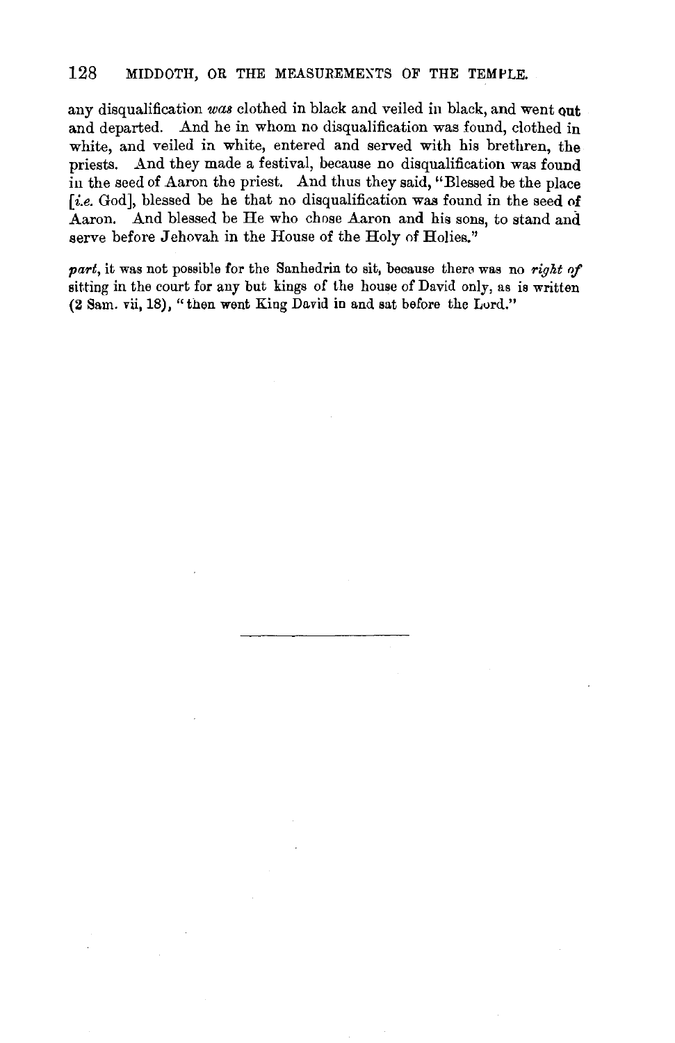any disqualification *was* clothed in black and veiled in black, and went out and departed. And he in whom no disqualification was found, clothed in white, and veiled in white, entered and served with his brethren, the priests. And they made a festival, because no disqualification was found in the seed of Aaron the priest. And thus they said, "Blessed be the place [*i.e.* God], blessed be he that no disqualification was found in the seed of Aaron. And blessed be He who chose Aaron and his sons, to stand and serve before Jehovah in the House of the Holy of Holies."

*part*, it was not possible for the Sanhedrin to sit, because there was no *right of* sitting in the court for any but kings of the house of David only, as is written (2 Sam. vii, 18), "then went King David in and sat before the Lord."

---